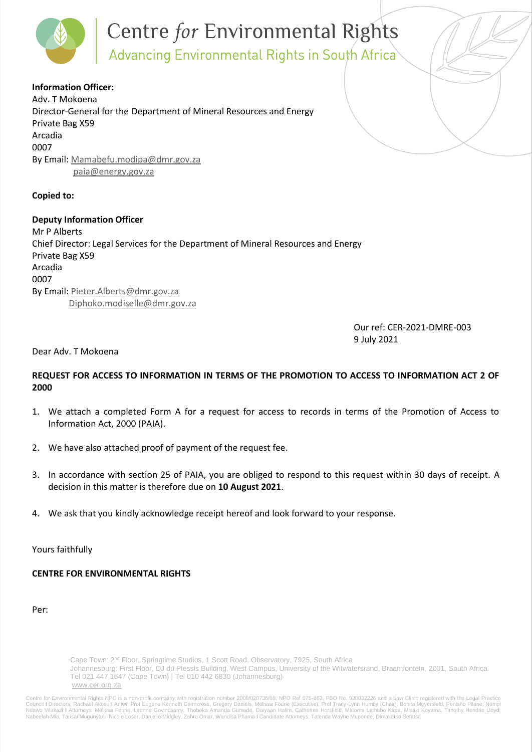# Centre *for* Environmental Rights

Advancing Environmental Rights in South Africa

**Information Officer:**
Adv. T Mokoena
Director-General for the Department of Mineral Resources and Energy
Private Bag X59
Arcadia
0007
By Email: Mamabefu.modipa@dmr.gov.za
paia@energy.gov.za

**Copied to:**

**Deputy Information Officer**
Mr P Alberts
Chief Director: Legal Services for the Department of Mineral Resources and Energy
Private Bag X59
Arcadia
0007
By Email: Pieter.Alberts@dmr.gov.za
Diphoko.modiselle@dmr.gov.za

Our ref: CER-2021-DMRE-003
9 July 2021

Dear Adv. T Mokoena

**REQUEST FOR ACCESS TO INFORMATION IN TERMS OF THE PROMOTION TO ACCESS TO INFORMATION ACT 2 OF 2000**

1. We attach a completed Form A for a request for access to records in terms of the Promotion of Access to Information Act, 2000 (PAIA).

2. We have also attached proof of payment of the request fee.

3. In accordance with section 25 of PAIA, you are obliged to respond to this request within 30 days of receipt. A decision in this matter is therefore due on **10 August 2021**.

4. We ask that you kindly acknowledge receipt hereof and look forward to your response.

Yours faithfully

**CENTRE FOR ENVIRONMENTAL RIGHTS**

Per:

Cape Town: 2nd Floor, Springtime Studios, 1 Scott Road, Observatory, 7925, South Africa
Johannesburg: First Floor, DJ du Plessis Building, West Campus, University of the Witwatersrand, Braamfontein, 2001, South Africa
Tel 021 447 1647 (Cape Town) | Tel 010 442 6830 (Johannesburg)
www.cer.org.za

Centre for Environmental Rights NPC is a non-profit company with registration number 2009/020736/08, NPO Ref 075-863, PBO No. 930032226 and a Law Clinic registered with the Legal Practice Council I Directors: Rachael Akosua Antwi; Prof Eugene Kenneth Cairncross, Gregory Daniels, Melissa Fourie (Executive), Prof Tracy-Lynn Humby (Chair), Bonita Meyersfeld, Pontsho Pilane, Nompi Ndawo Vilakazi I Attorneys: Melissa Fourie, Leanne Govindsamy, Thobeka Amanda Gumede, Daiyaan Halim, Catherine Horsfield, Matome Lethabo Kapa, Misaki Koyama, Timothy Hendrie Lloyd, Nabeelah Mia, Tarisai Mugunyani Nicole Loser, Danjelle Midgley, Zahra Omar, Wandisa Phama I Candidate Attorneys: Tatenda Wayne Muponde, Dimakatso Sefatsa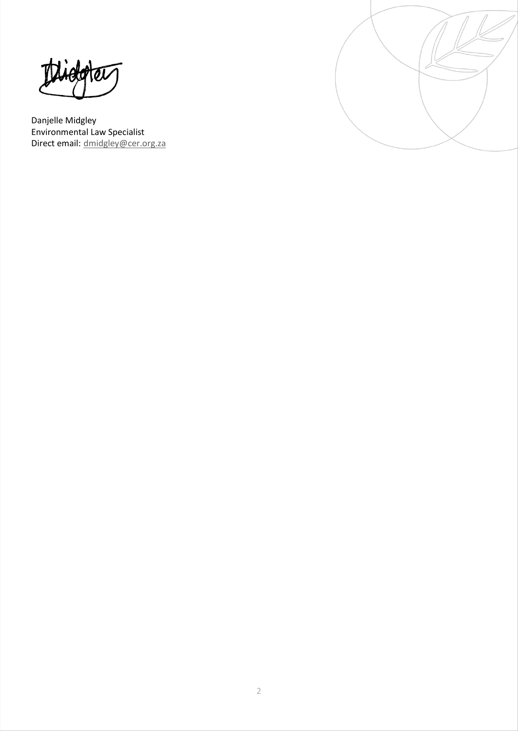Danjelle Midgley
Environmental Law Specialist
Direct email: dmidgley@cer.org.za